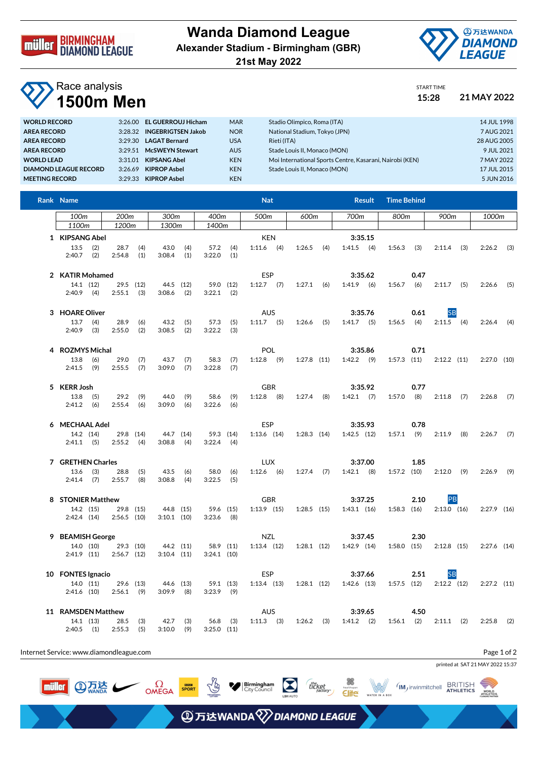# Wanda Diamond League

**Alexander Stadium - Birmingham (GBR)**

**21st May 2022**

## Race analysis

# 1500m Men

START TIME **15:28** **21 MAY 2022**

| | | | | | |
|---|---|---|---|---|---|
| **WORLD RECORD** | 3:26.00 | **EL GUERROUJ Hicham** | MAR | Stadio Olimpico, Roma (ITA) | 14 JUL 1998 |
| **AREA RECORD** | 3:28.32 | **INGEBRIGTSEN Jakob** | NOR | National Stadium, Tokyo (JPN) | 7 AUG 2021 |
| **AREA RECORD** | 3:29.30 | **LAGAT Bernard** | USA | Rieti (ITA) | 28 AUG 2005 |
| **AREA RECORD** | 3:29.51 | **McSWEYN Stewart** | AUS | Stade Louis II, Monaco (MON) | 9 JUL 2021 |
| **WORLD LEAD** | 3:31.01 | **KIPSANG Abel** | KEN | Moi International Sports Centre, Kasarani, Nairobi (KEN) | 7 MAY 2022 |
| **DIAMOND LEAGUE RECORD** | 3:26.69 | **KIPROP Asbel** | KEN | Stade Louis II, Monaco (MON) | 17 JUL 2015 |
| **MEETING RECORD** | 3:29.33 | **KIPROP Asbel** | KEN | | 5 JUN 2016 |

| Rank | Name | Nat | Result | Time Behind | | 100m / 1100m | 200m / 1200m | 300m / 1300m | 400m / 1400m | 500m | 600m | 700m | 800m | 900m | 1000m |
|---|---|---|---|---|---|---|---|---|---|---|---|---|---|---|---|
| 1 | **KIPSANG Abel** | KEN | **3:35.15** | | | 13.5 (2) / 2:40.7 (2) | 28.7 (4) / 2:54.8 (1) | 43.0 (4) / 3:08.4 (1) | 57.2 (4) / 3:22.0 (1) | 1:11.6 (4) | 1:26.5 (4) | 1:41.5 (4) | 1:56.3 (3) | 2:11.4 (3) | 2:26.2 (3) |
| 2 | **KATIR Mohamed** | ESP | **3:35.62** | **0.47** | | 14.1 (12) / 2:40.9 (4) | 29.5 (12) / 2:55.1 (3) | 44.5 (12) / 3:08.6 (2) | 59.0 (12) / 3:22.1 (2) | 1:12.7 (7) | 1:27.1 (6) | 1:41.9 (6) | 1:56.7 (6) | 2:11.7 (5) | 2:26.6 (5) |
| 3 | **HOARE Oliver** | AUS | **3:35.76** | **0.61** | SB | 13.7 (4) / 2:40.9 (3) | 28.9 (6) / 2:55.0 (2) | 43.2 (5) / 3:08.5 (2) | 57.3 (5) / 3:22.2 (3) | 1:11.7 (5) | 1:26.6 (5) | 1:41.7 (5) | 1:56.5 (4) | 2:11.5 (4) | 2:26.4 (4) |
| 4 | **ROZMYS Michal** | POL | **3:35.86** | **0.71** | | 13.8 (6) / 2:41.5 (9) | 29.0 (7) / 2:55.5 (7) | 43.7 (7) / 3:09.0 (7) | 58.3 (7) / 3:22.8 (7) | 1:12.8 (9) | 1:27.8 (11) | 1:42.2 (9) | 1:57.3 (11) | 2:12.2 (11) | 2:27.0 (10) |
| 5 | **KERR Josh** | GBR | **3:35.92** | **0.77** | | 13.8 (5) / 2:41.2 (6) | 29.2 (9) / 2:55.4 (6) | 44.0 (9) / 3:09.0 (6) | 58.6 (9) / 3:22.6 (6) | 1:12.8 (8) | 1:27.4 (8) | 1:42.1 (7) | 1:57.0 (8) | 2:11.8 (7) | 2:26.8 (7) |
| 6 | **MECHAAL Adel** | ESP | **3:35.93** | **0.78** | | 14.2 (14) / 2:41.1 (5) | 29.8 (14) / 2:55.2 (4) | 44.7 (14) / 3:08.8 (4) | 59.3 (14) / 3:22.4 (4) | 1:13.6 (14) | 1:28.3 (14) | 1:42.5 (12) | 1:57.1 (9) | 2:11.9 (8) | 2:26.7 (7) |
| 7 | **GRETHEN Charles** | LUX | **3:37.00** | **1.85** | | 13.6 (3) / 2:41.4 (7) | 28.8 (5) / 2:55.7 (8) | 43.5 (6) / 3:08.8 (4) | 58.0 (6) / 3:22.5 (5) | 1:12.6 (6) | 1:27.4 (7) | 1:42.1 (8) | 1:57.2 (10) | 2:12.0 (9) | 2:26.9 (9) |
| 8 | **STONIER Matthew** | GBR | **3:37.25** | **2.10** | PB | 14.2 (15) / 2:42.4 (14) | 29.8 (15) / 2:56.5 (10) | 44.8 (15) / 3:10.1 (10) | 59.6 (15) / 3:23.6 (8) | 1:13.9 (15) | 1:28.5 (15) | 1:43.1 (16) | 1:58.3 (16) | 2:13.0 (16) | 2:27.9 (16) |
| 9 | **BEAMISH George** | NZL | **3:37.45** | **2.30** | | 14.0 (10) / 2:41.9 (11) | 29.3 (10) / 2:56.7 (12) | 44.2 (11) / 3:10.4 (11) | 58.9 (11) / 3:24.1 (10) | 1:13.4 (12) | 1:28.1 (12) | 1:42.9 (14) | 1:58.0 (15) | 2:12.8 (15) | 2:27.6 (14) |
| 10 | **FONTES Ignacio** | ESP | **3:37.66** | **2.51** | SB | 14.0 (11) / 2:41.6 (10) | 29.6 (13) / 2:56.1 (9) | 44.6 (13) / 3:09.9 (8) | 59.1 (13) / 3:23.9 (9) | 1:13.4 (13) | 1:28.1 (12) | 1:42.6 (13) | 1:57.5 (12) | 2:12.2 (12) | 2:27.2 (11) |
| 11 | **RAMSDEN Matthew** | AUS | **3:39.65** | **4.50** | | 14.1 (13) / 2:40.5 (1) | 28.5 (3) / 2:55.3 (5) | 42.7 (3) / 3:10.0 (9) | 56.8 (3) / 3:25.0 (11) | 1:11.3 (3) | 1:26.2 (3) | 1:41.2 (2) | 1:56.1 (2) | 2:11.1 (2) | 2:25.8 (2) |

Internet Service: www.diamondleague.com

printed at SAT 21 MAY 2022 15:37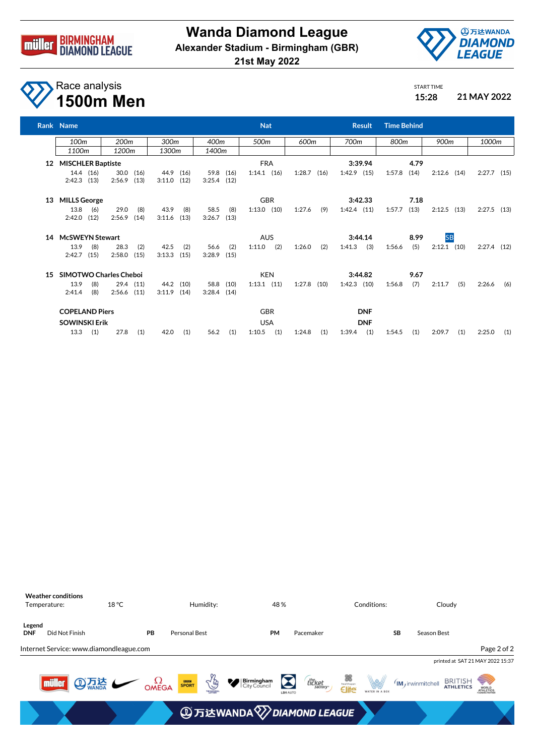# Wanda Diamond League

**Alexander Stadium - Birmingham (GBR)**

**21st May 2022**

## Race analysis

# 1500m Men

START TIME **15:28** **21 MAY 2022**

| Rank | Name | Nat | Result | Time Behind | |
|---|---|---|---|---|---|
| 12 | MISCHLER Baptiste | FRA | 3:39.94 | 4.79 | |
| 13 | MILLS George | GBR | 3:42.33 | 7.18 | |
| 14 | McSWEYN Stewart | AUS | 3:44.14 | 8.99 | SB |
| 15 | SIMOTWO Charles Cheboi | KEN | 3:44.82 | 9.67 | |
| | COPELAND Piers | GBR | DNF | | |
| | SOWINSKI Erik | USA | DNF | | |

| Name | 100m | 200m | 300m | 400m | 500m | 600m | 700m | 800m | 900m | 1000m | 1100m | 1200m | 1300m | 1400m |
|---|---|---|---|---|---|---|---|---|---|---|---|---|---|---|
| MISCHLER Baptiste | 14.4 (16) | 30.0 (16) | 44.9 (16) | 59.8 (16) | 1:14.1 (16) | 1:28.7 (16) | 1:42.9 (15) | 1:57.8 (14) | 2:12.6 (14) | 2:27.7 (15) | 2:42.3 (13) | 2:56.9 (13) | 3:11.0 (12) | 3:25.4 (12) |
| MILLS George | 13.8 (6) | 29.0 (8) | 43.9 (8) | 58.5 (8) | 1:13.0 (10) | 1:27.6 (9) | 1:42.4 (11) | 1:57.7 (13) | 2:12.5 (13) | 2:27.5 (13) | 2:42.0 (12) | 2:56.9 (14) | 3:11.6 (13) | 3:26.7 (13) |
| McSWEYN Stewart | 13.9 (8) | 28.3 (2) | 42.5 (2) | 56.6 (2) | 1:11.0 (2) | 1:26.0 (2) | 1:41.3 (3) | 1:56.6 (5) | 2:12.1 (10) | 2:27.4 (12) | 2:42.7 (15) | 2:58.0 (15) | 3:13.3 (15) | 3:28.9 (15) |
| SIMOTWO Charles Cheboi | 13.9 (8) | 29.4 (11) | 44.2 (10) | 58.8 (10) | 1:13.1 (11) | 1:27.8 (10) | 1:42.3 (10) | 1:56.8 (7) | 2:11.7 (5) | 2:26.6 (6) | 2:41.4 (8) | 2:56.6 (11) | 3:11.9 (14) | 3:28.4 (14) |
| SOWINSKI Erik | 13.3 (1) | 27.8 (1) | 42.0 (1) | 56.2 (1) | 1:10.5 (1) | 1:24.8 (1) | 1:39.4 (1) | 1:54.5 (1) | 2:09.7 (1) | 2:25.0 (1) | | | | |

**Weather conditions**

Temperature: 18 °C    Humidity: 48 %    Conditions: Cloudy

**Legend**

**DNF** Did Not Finish    **PB** Personal Best    **PM** Pacemaker    **SB** Season Best

Internet Service: www.diamondleague.com

printed at SAT 21 MAY 2022 15:37